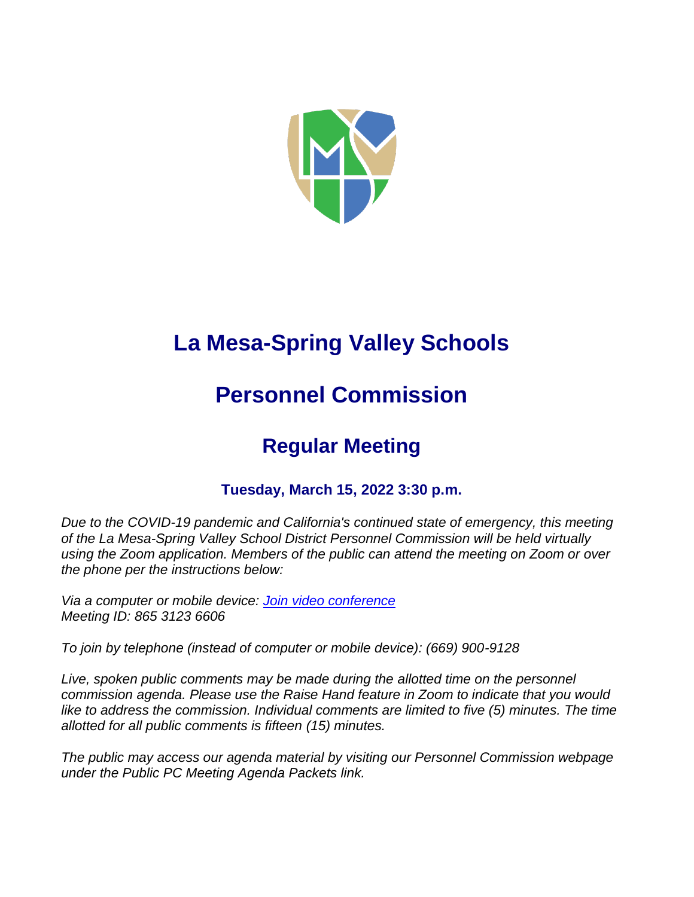# La Mesa-Spring Valley Schools

# Personnel Commission

## Regular Meeting

### Tuesday, March 15, 2022 3:30 p.m.

*Due to the COVID-19 pandemic and California's continued state of emergency, this meeting of the La Mesa-Spring Valley School District Personnel Commission will be held virtually using the Zoom application. Members of the public can attend the meeting on Zoom or over the phone per the instructions below:*

*Via a computer or mobile device: Join video conference*
*Meeting ID: 865 3123 6606*

*To join by telephone (instead of computer or mobile device): (669) 900-9128*

*Live, spoken public comments may be made during the allotted time on the personnel commission agenda. Please use the Raise Hand feature in Zoom to indicate that you would like to address the commission. Individual comments are limited to five (5) minutes. The time allotted for all public comments is fifteen (15) minutes.*

*The public may access our agenda material by visiting our Personnel Commission webpage under the Public PC Meeting Agenda Packets link.*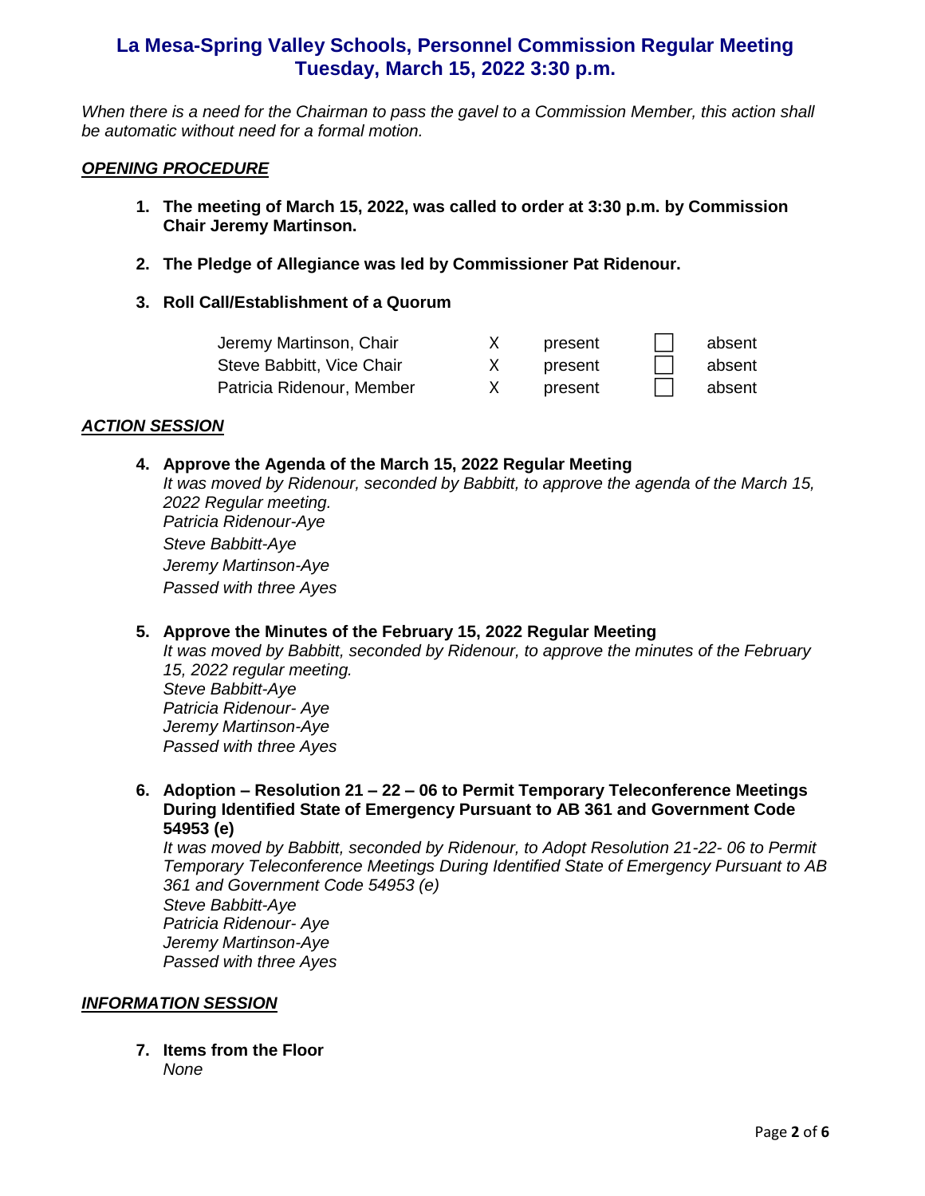# La Mesa-Spring Valley Schools, Personnel Commission Regular Meeting Tuesday, March 15, 2022 3:30 p.m.

*When there is a need for the Chairman to pass the gavel to a Commission Member, this action shall be automatic without need for a formal motion.*

## ***OPENING PROCEDURE***

1. **The meeting of March 15, 2022, was called to order at 3:30 p.m. by Commission Chair Jeremy Martinson.**

2. **The Pledge of Allegiance was led by Commissioner Pat Ridenour.**

3. **Roll Call/Establishment of a Quorum**

| | | | | |
|---|---|---|---|---|
| Jeremy Martinson, Chair | X | present | ☐ | absent |
| Steve Babbitt, Vice Chair | X | present | ☐ | absent |
| Patricia Ridenour, Member | X | present | ☐ | absent |

## ***ACTION SESSION***

4. **Approve the Agenda of the March 15, 2022 Regular Meeting**
   *It was moved by Ridenour, seconded by Babbitt, to approve the agenda of the March 15, 2022 Regular meeting.*
   *Patricia Ridenour-Aye*
   *Steve Babbitt-Aye*
   *Jeremy Martinson-Aye*
   *Passed with three Ayes*

5. **Approve the Minutes of the February 15, 2022 Regular Meeting**
   *It was moved by Babbitt, seconded by Ridenour, to approve the minutes of the February 15, 2022 regular meeting.*
   *Steve Babbitt-Aye*
   *Patricia Ridenour- Aye*
   *Jeremy Martinson-Aye*
   *Passed with three Ayes*

6. **Adoption – Resolution 21 – 22 – 06 to Permit Temporary Teleconference Meetings During Identified State of Emergency Pursuant to AB 361 and Government Code 54953 (e)**
   *It was moved by Babbitt, seconded by Ridenour, to Adopt Resolution 21-22- 06 to Permit Temporary Teleconference Meetings During Identified State of Emergency Pursuant to AB 361 and Government Code 54953 (e)*
   *Steve Babbitt-Aye*
   *Patricia Ridenour- Aye*
   *Jeremy Martinson-Aye*
   *Passed with three Ayes*

## ***INFORMATION SESSION***

7. **Items from the Floor**
   *None*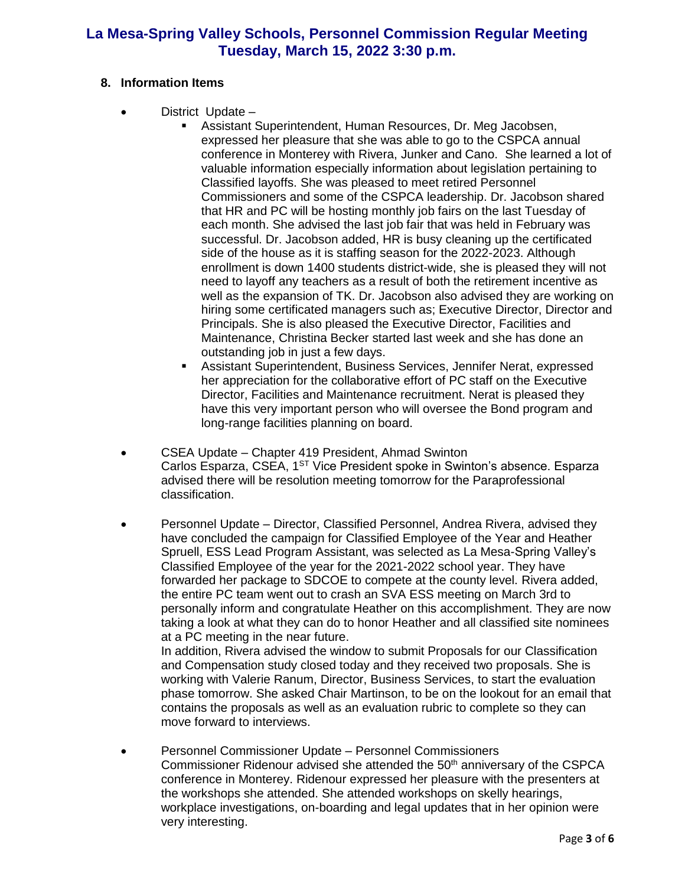## 8. Information Items

- District Update –
  - Assistant Superintendent, Human Resources, Dr. Meg Jacobsen, expressed her pleasure that she was able to go to the CSPCA annual conference in Monterey with Rivera, Junker and Cano. She learned a lot of valuable information especially information about legislation pertaining to Classified layoffs. She was pleased to meet retired Personnel Commissioners and some of the CSPCA leadership. Dr. Jacobson shared that HR and PC will be hosting monthly job fairs on the last Tuesday of each month. She advised the last job fair that was held in February was successful. Dr. Jacobson added, HR is busy cleaning up the certificated side of the house as it is staffing season for the 2022-2023. Although enrollment is down 1400 students district-wide, she is pleased they will not need to layoff any teachers as a result of both the retirement incentive as well as the expansion of TK. Dr. Jacobson also advised they are working on hiring some certificated managers such as; Executive Director, Director and Principals. She is also pleased the Executive Director, Facilities and Maintenance, Christina Becker started last week and she has done an outstanding job in just a few days.
  - Assistant Superintendent, Business Services, Jennifer Nerat, expressed her appreciation for the collaborative effort of PC staff on the Executive Director, Facilities and Maintenance recruitment. Nerat is pleased they have this very important person who will oversee the Bond program and long-range facilities planning on board.

- CSEA Update – Chapter 419 President, Ahmad Swinton
  Carlos Esparza, CSEA, 1ST Vice President spoke in Swinton's absence. Esparza advised there will be resolution meeting tomorrow for the Paraprofessional classification.

- Personnel Update – Director, Classified Personnel, Andrea Rivera, advised they have concluded the campaign for Classified Employee of the Year and Heather Spruell, ESS Lead Program Assistant, was selected as La Mesa-Spring Valley's Classified Employee of the year for the 2021-2022 school year. They have forwarded her package to SDCOE to compete at the county level. Rivera added, the entire PC team went out to crash an SVA ESS meeting on March 3rd to personally inform and congratulate Heather on this accomplishment. They are now taking a look at what they can do to honor Heather and all classified site nominees at a PC meeting in the near future.
  In addition, Rivera advised the window to submit Proposals for our Classification and Compensation study closed today and they received two proposals. She is working with Valerie Ranum, Director, Business Services, to start the evaluation phase tomorrow. She asked Chair Martinson, to be on the lookout for an email that contains the proposals as well as an evaluation rubric to complete so they can move forward to interviews.

- Personnel Commissioner Update – Personnel Commissioners
  Commissioner Ridenour advised she attended the 50th anniversary of the CSPCA conference in Monterey. Ridenour expressed her pleasure with the presenters at the workshops she attended. She attended workshops on skelly hearings, workplace investigations, on-boarding and legal updates that in her opinion were very interesting.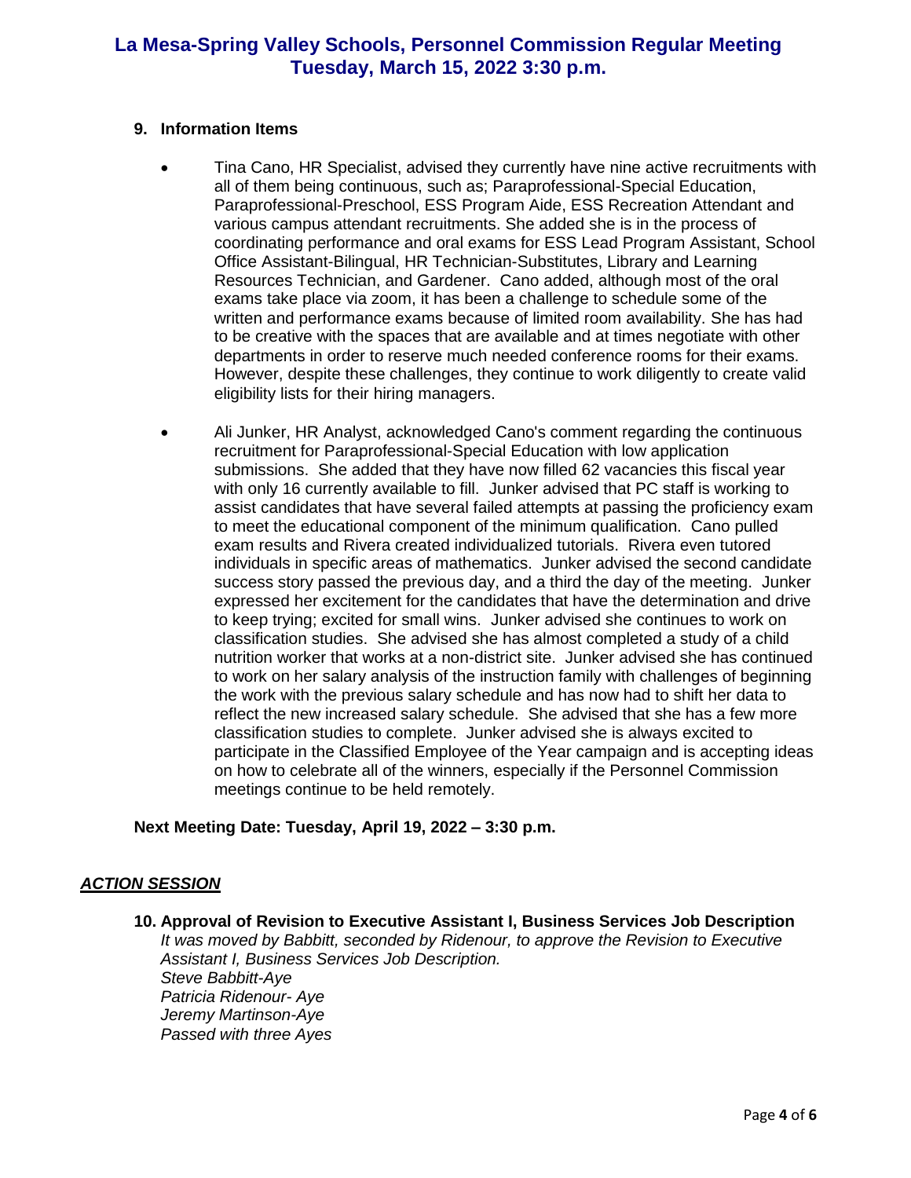### 9. Information Items

- Tina Cano, HR Specialist, advised they currently have nine active recruitments with all of them being continuous, such as; Paraprofessional-Special Education, Paraprofessional-Preschool, ESS Program Aide, ESS Recreation Attendant and various campus attendant recruitments. She added she is in the process of coordinating performance and oral exams for ESS Lead Program Assistant, School Office Assistant-Bilingual, HR Technician-Substitutes, Library and Learning Resources Technician, and Gardener. Cano added, although most of the oral exams take place via zoom, it has been a challenge to schedule some of the written and performance exams because of limited room availability. She has had to be creative with the spaces that are available and at times negotiate with other departments in order to reserve much needed conference rooms for their exams. However, despite these challenges, they continue to work diligently to create valid eligibility lists for their hiring managers.

- Ali Junker, HR Analyst, acknowledged Cano's comment regarding the continuous recruitment for Paraprofessional-Special Education with low application submissions. She added that they have now filled 62 vacancies this fiscal year with only 16 currently available to fill. Junker advised that PC staff is working to assist candidates that have several failed attempts at passing the proficiency exam to meet the educational component of the minimum qualification. Cano pulled exam results and Rivera created individualized tutorials. Rivera even tutored individuals in specific areas of mathematics. Junker advised the second candidate success story passed the previous day, and a third the day of the meeting. Junker expressed her excitement for the candidates that have the determination and drive to keep trying; excited for small wins. Junker advised she continues to work on classification studies. She advised she has almost completed a study of a child nutrition worker that works at a non-district site. Junker advised she has continued to work on her salary analysis of the instruction family with challenges of beginning the work with the previous salary schedule and has now had to shift her data to reflect the new increased salary schedule. She advised that she has a few more classification studies to complete. Junker advised she is always excited to participate in the Classified Employee of the Year campaign and is accepting ideas on how to celebrate all of the winners, especially if the Personnel Commission meetings continue to be held remotely.

**Next Meeting Date: Tuesday, April 19, 2022 – 3:30 p.m.**

## ***ACTION SESSION***

### 10. Approval of Revision to Executive Assistant I, Business Services Job Description

*It was moved by Babbitt, seconded by Ridenour, to approve the Revision to Executive Assistant I, Business Services Job Description.*
*Steve Babbitt-Aye*
*Patricia Ridenour- Aye*
*Jeremy Martinson-Aye*
*Passed with three Ayes*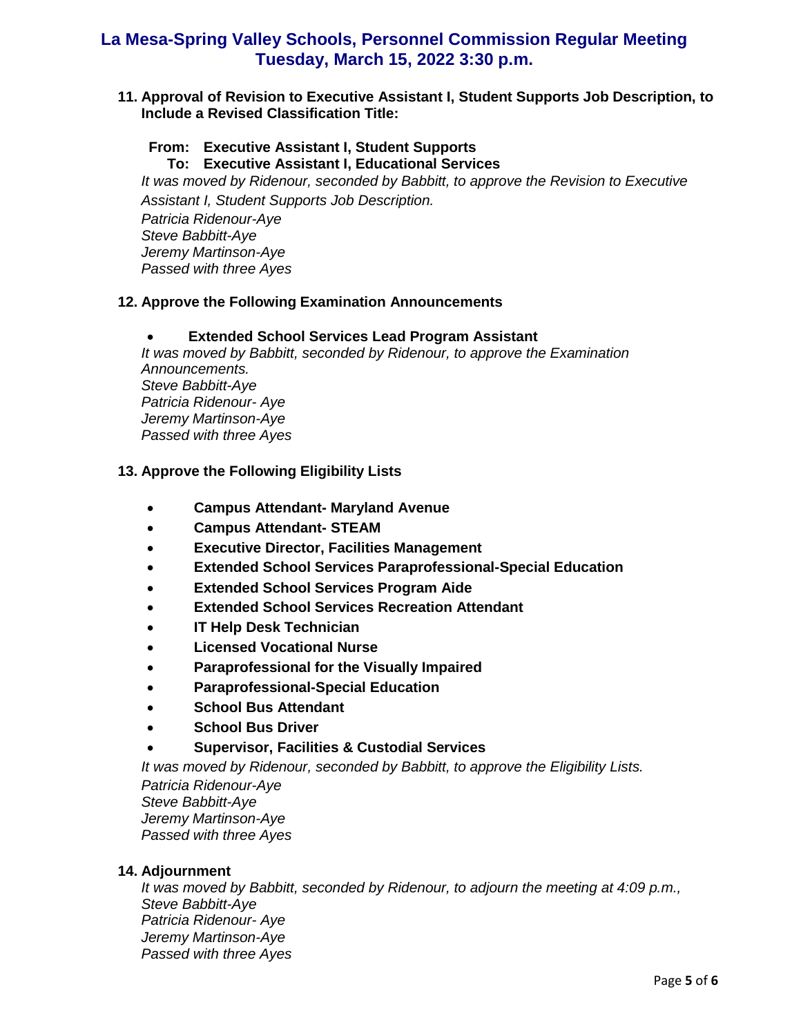**11. Approval of Revision to Executive Assistant I, Student Supports Job Description, to Include a Revised Classification Title:**

**From: Executive Assistant I, Student Supports**
**To: Executive Assistant I, Educational Services**

*It was moved by Ridenour, seconded by Babbitt, to approve the Revision to Executive Assistant I, Student Supports Job Description.*
*Patricia Ridenour-Aye*
*Steve Babbitt-Aye*
*Jeremy Martinson-Aye*
*Passed with three Ayes*

**12. Approve the Following Examination Announcements**

- **Extended School Services Lead Program Assistant**

*It was moved by Babbitt, seconded by Ridenour, to approve the Examination Announcements.*
*Steve Babbitt-Aye*
*Patricia Ridenour- Aye*
*Jeremy Martinson-Aye*
*Passed with three Ayes*

**13. Approve the Following Eligibility Lists**

- **Campus Attendant- Maryland Avenue**
- **Campus Attendant- STEAM**
- **Executive Director, Facilities Management**
- **Extended School Services Paraprofessional-Special Education**
- **Extended School Services Program Aide**
- **Extended School Services Recreation Attendant**
- **IT Help Desk Technician**
- **Licensed Vocational Nurse**
- **Paraprofessional for the Visually Impaired**
- **Paraprofessional-Special Education**
- **School Bus Attendant**
- **School Bus Driver**
- **Supervisor, Facilities & Custodial Services**

*It was moved by Ridenour, seconded by Babbitt, to approve the Eligibility Lists.*
*Patricia Ridenour-Aye*
*Steve Babbitt-Aye*
*Jeremy Martinson-Aye*
*Passed with three Ayes*

**14. Adjournment**

*It was moved by Babbitt, seconded by Ridenour, to adjourn the meeting at 4:09 p.m.,*
*Steve Babbitt-Aye*
*Patricia Ridenour- Aye*
*Jeremy Martinson-Aye*
*Passed with three Ayes*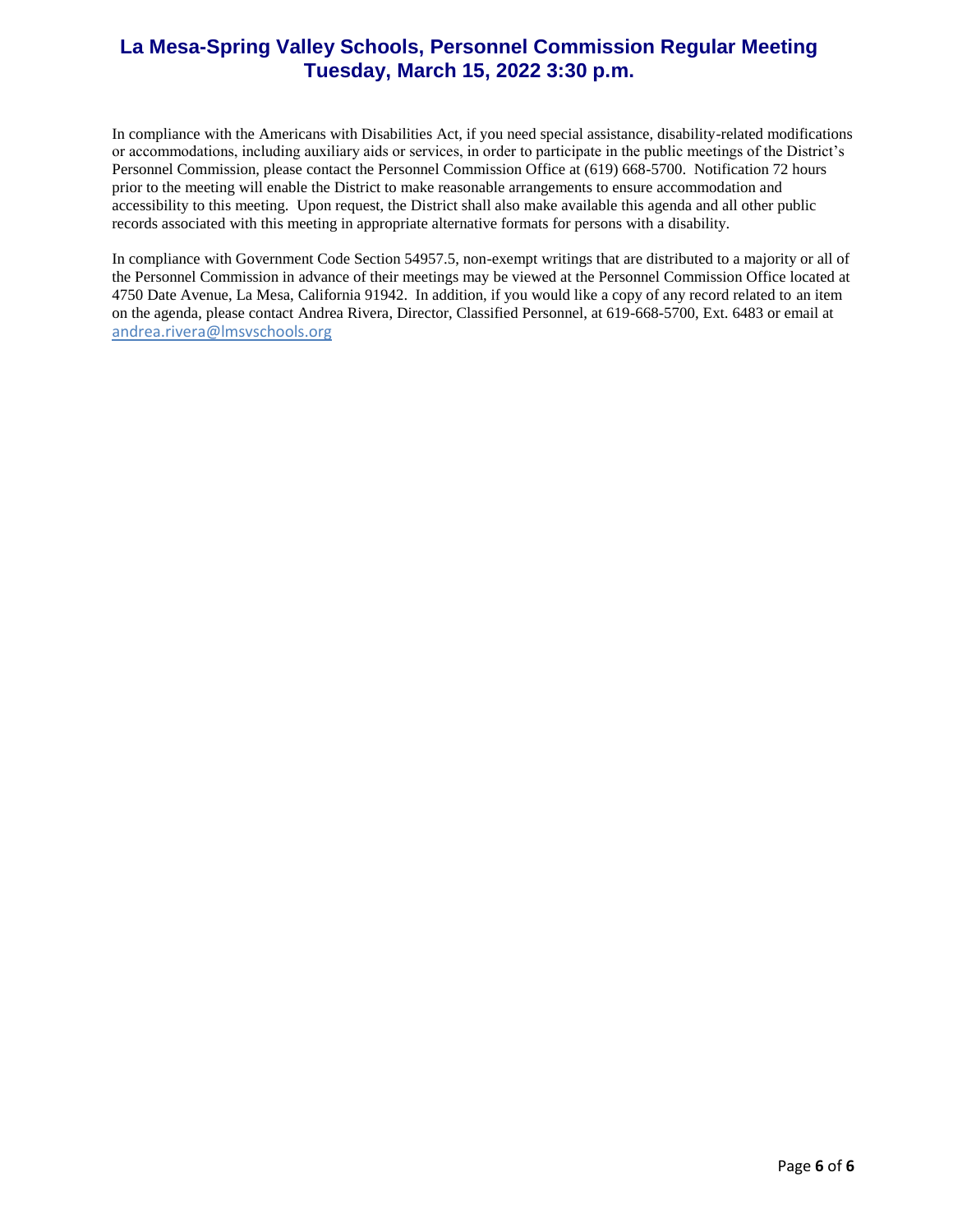In compliance with the Americans with Disabilities Act, if you need special assistance, disability-related modifications or accommodations, including auxiliary aids or services, in order to participate in the public meetings of the District's Personnel Commission, please contact the Personnel Commission Office at (619) 668-5700. Notification 72 hours prior to the meeting will enable the District to make reasonable arrangements to ensure accommodation and accessibility to this meeting. Upon request, the District shall also make available this agenda and all other public records associated with this meeting in appropriate alternative formats for persons with a disability.

In compliance with Government Code Section 54957.5, non-exempt writings that are distributed to a majority or all of the Personnel Commission in advance of their meetings may be viewed at the Personnel Commission Office located at 4750 Date Avenue, La Mesa, California 91942. In addition, if you would like a copy of any record related to an item on the agenda, please contact Andrea Rivera, Director, Classified Personnel, at 619-668-5700, Ext. 6483 or email at andrea.rivera@lmsvschools.org